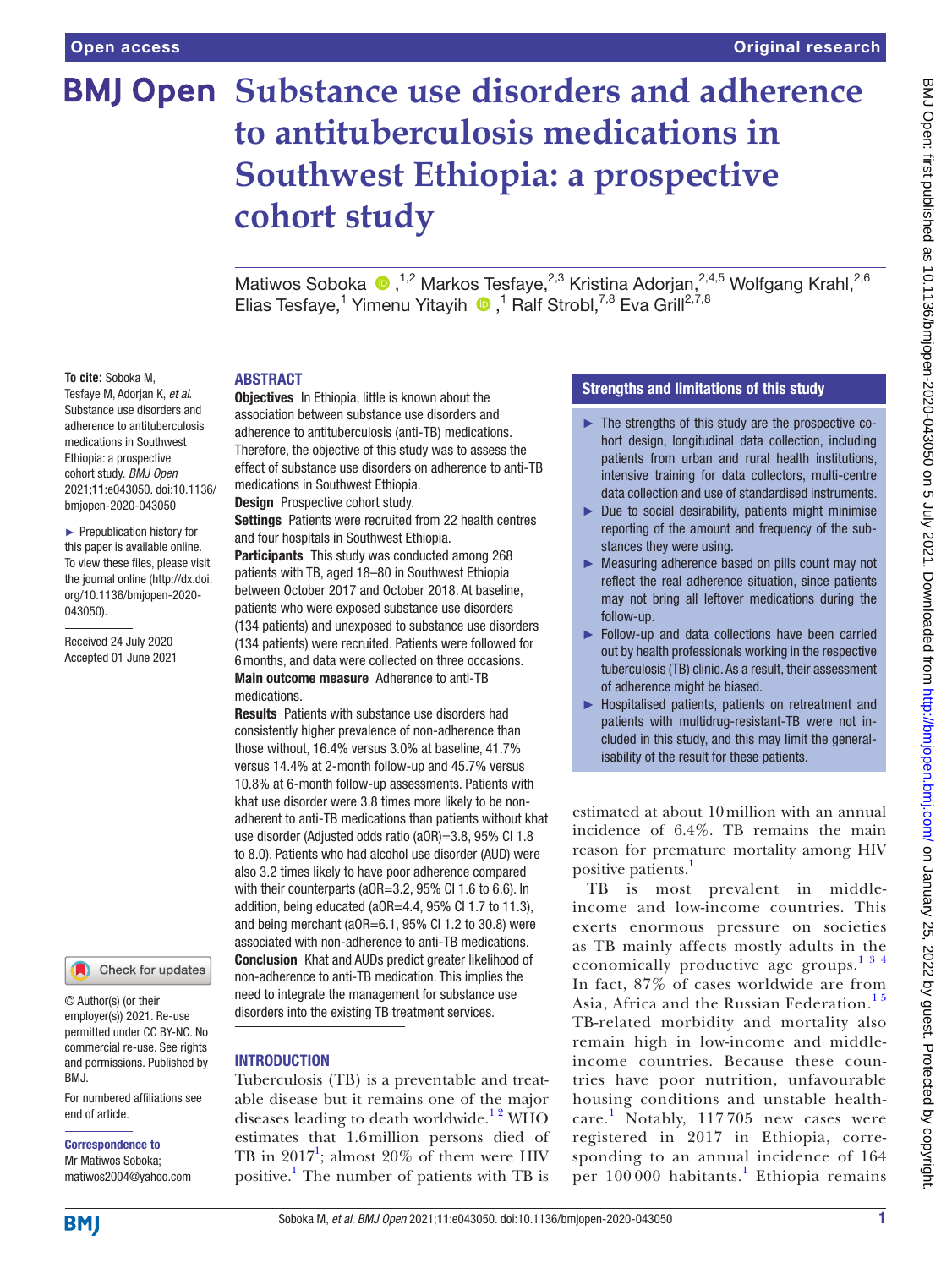Open access

Original research

# Substance use disorders and adherence to antituberculosis medications in Southwest Ethiopia: a prospective cohort study

Matiwos Soboka,[1,2] Markos Tesfaye,[2,3] Kristina Adorjan,[2,4,5] Wolfgang Krahl,[2,6] Elias Tesfaye,[1] Yimenu Yitayih,[1] Ralf Strobl,[7,8] Eva Grill[2,7,8]

**To cite:** Soboka M, Tesfaye M, Adorjan K, *et al*. Substance use disorders and adherence to antituberculosis medications in Southwest Ethiopia: a prospective cohort study. *BMJ Open* 2021;**11**:e043050. doi:10.1136/bmjopen-2020-043050

► Prepublication history for this paper is available online. To view these files, please visit the journal online (http://dx.doi.org/10.1136/bmjopen-2020-043050).

Received 24 July 2020
Accepted 01 June 2021

© Author(s) (or their employer(s)) 2021. Re-use permitted under CC BY-NC. No commercial re-use. See rights and permissions. Published by BMJ.

For numbered affiliations see end of article.

**Correspondence to**
Mr Matiwos Soboka;
matiwos2004@yahoo.com

## ABSTRACT

**Objectives** In Ethiopia, little is known about the association between substance use disorders and adherence to antituberculosis (anti-TB) medications. Therefore, the objective of this study was to assess the effect of substance use disorders on adherence to anti-TB medications in Southwest Ethiopia.

**Design** Prospective cohort study.

**Settings** Patients were recruited from 22 health centres and four hospitals in Southwest Ethiopia.

**Participants** This study was conducted among 268 patients with TB, aged 18–80 in Southwest Ethiopia between October 2017 and October 2018. At baseline, patients who were exposed substance use disorders (134 patients) and unexposed to substance use disorders (134 patients) were recruited. Patients were followed for 6 months, and data were collected on three occasions.

**Main outcome measure** Adherence to anti-TB medications.

**Results** Patients with substance use disorders had consistently higher prevalence of non-adherence than those without, 16.4% versus 3.0% at baseline, 41.7% versus 14.4% at 2-month follow-up and 45.7% versus 10.8% at 6-month follow-up assessments. Patients with khat use disorder were 3.8 times more likely to be non-adherent to anti-TB medications than patients without khat use disorder (Adjusted odds ratio (aOR)=3.8, 95% CI 1.8 to 8.0). Patients who had alcohol use disorder (AUD) were also 3.2 times likely to have poor adherence compared with their counterparts (aOR=3.2, 95% CI 1.6 to 6.6). In addition, being educated (aOR=4.4, 95% CI 1.7 to 11.3), and being merchant (aOR=6.1, 95% CI 1.2 to 30.8) were associated with non-adherence to anti-TB medications.

**Conclusion** Khat and AUDs predict greater likelihood of non-adherence to anti-TB medication. This implies the need to integrate the management for substance use disorders into the existing TB treatment services.

## Strengths and limitations of this study

- ► The strengths of this study are the prospective cohort design, longitudinal data collection, including patients from urban and rural health institutions, intensive training for data collectors, multi-centre data collection and use of standardised instruments.
- ► Due to social desirability, patients might minimise reporting of the amount and frequency of the substances they were using.
- ► Measuring adherence based on pills count may not reflect the real adherence situation, since patients may not bring all leftover medications during the follow-up.
- ► Follow-up and data collections have been carried out by health professionals working in the respective tuberculosis (TB) clinic. As a result, their assessment of adherence might be biased.
- ► Hospitalised patients, patients on retreatment and patients with multidrug-resistant-TB were not included in this study, and this may limit the generalisability of the result for these patients.

## INTRODUCTION

Tuberculosis (TB) is a preventable and treatable disease but it remains one of the major diseases leading to death worldwide.[1,2] WHO estimates that 1.6 million persons died of TB in 2017[1]; almost 20% of them were HIV positive.[1] The number of patients with TB is estimated at about 10 million with an annual incidence of 6.4%. TB remains the main reason for premature mortality among HIV positive patients.[1]

TB is most prevalent in middle-income and low-income countries. This exerts enormous pressure on societies as TB mainly affects mostly adults in the economically productive age groups.[1,3,4] In fact, 87% of cases worldwide are from Asia, Africa and the Russian Federation.[1,5] TB-related morbidity and mortality also remain high in low-income and middle-income countries. Because these countries have poor nutrition, unfavourable housing conditions and unstable healthcare.[1] Notably, 117 705 new cases were registered in 2017 in Ethiopia, corresponding to an annual incidence of 164 per 100 000 habitants.[1] Ethiopia remains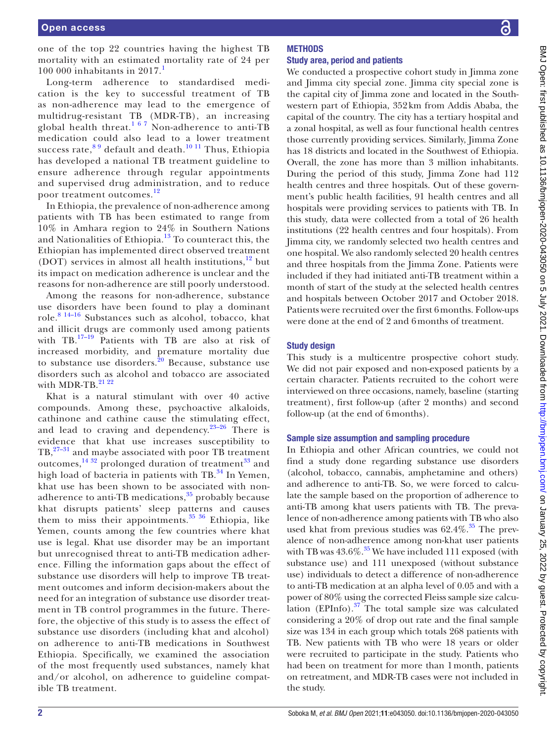one of the top 22 countries having the highest TB mortality with an estimated mortality rate of 24 per 100 000 inhabitants in 2017.[1]

Long-term adherence to standardised medication is the key to successful treatment of TB as non-adherence may lead to the emergence of multidrug-resistant TB (MDR-TB), an increasing global health threat.[1 6 7] Non-adherence to anti-TB medication could also lead to a lower treatment success rate,[8 9] default and death.[10 11] Thus, Ethiopia has developed a national TB treatment guideline to ensure adherence through regular appointments and supervised drug administration, and to reduce poor treatment outcomes.[12]

In Ethiopia, the prevalence of non-adherence among patients with TB has been estimated to range from 10% in Amhara region to 24% in Southern Nations and Nationalities of Ethiopia.[13] To counteract this, the Ethiopian has implemented direct observed treatment (DOT) services in almost all health institutions,[12] but its impact on medication adherence is unclear and the reasons for non-adherence are still poorly understood.

Among the reasons for non-adherence, substance use disorders have been found to play a dominant role.[8 14–16] Substances such as alcohol, tobacco, khat and illicit drugs are commonly used among patients with TB.[17–19] Patients with TB are also at risk of increased morbidity, and premature mortality due to substance use disorders.[20] Because, substance use disorders such as alcohol and tobacco are associated with MDR-TB.[21 22]

Khat is a natural stimulant with over 40 active compounds. Among these, psychoactive alkaloids, cathinone and cathine cause the stimulating effect, and lead to craving and dependency.[23–26] There is evidence that khat use increases susceptibility to TB,[27–31] and maybe associated with poor TB treatment outcomes,[14 32] prolonged duration of treatment[33] and high load of bacteria in patients with TB.[34] In Yemen, khat use has been shown to be associated with non-adherence to anti-TB medications,[35] probably because khat disrupts patients' sleep patterns and causes them to miss their appointments.[35 36] Ethiopia, like Yemen, counts among the few countries where khat use is legal. Khat use disorder may be an important but unrecognised threat to anti-TB medication adherence. Filling the information gaps about the effect of substance use disorders will help to improve TB treatment outcomes and inform decision-makers about the need for an integration of substance use disorder treatment in TB control programmes in the future. Therefore, the objective of this study is to assess the effect of substance use disorders (including khat and alcohol) on adherence to anti-TB medications in Southwest Ethiopia. Specifically, we examined the association of the most frequently used substances, namely khat and/or alcohol, on adherence to guideline compatible TB treatment.

## METHODS

### Study area, period and patients

We conducted a prospective cohort study in Jimma zone and Jimma city special zone. Jimma city special zone is the capital city of Jimma zone and located in the Southwestern part of Ethiopia, 352 km from Addis Ababa, the capital of the country. The city has a tertiary hospital and a zonal hospital, as well as four functional health centres those currently providing services. Similarly, Jimma Zone has 18 districts and located in the Southwest of Ethiopia. Overall, the zone has more than 3 million inhabitants. During the period of this study, Jimma Zone had 112 health centres and three hospitals. Out of these government's public health facilities, 91 health centres and all hospitals were providing services to patients with TB. In this study, data were collected from a total of 26 health institutions (22 health centres and four hospitals). From Jimma city, we randomly selected two health centres and one hospital. We also randomly selected 20 health centres and three hospitals from the Jimma Zone. Patients were included if they had initiated anti-TB treatment within a month of start of the study at the selected health centres and hospitals between October 2017 and October 2018. Patients were recruited over the first 6 months. Follow-ups were done at the end of 2 and 6 months of treatment.

### Study design

This study is a multicentre prospective cohort study. We did not pair exposed and non-exposed patients by a certain character. Patients recruited to the cohort were interviewed on three occasions, namely, baseline (starting treatment), first follow-up (after 2 months) and second follow-up (at the end of 6 months).

### Sample size assumption and sampling procedure

In Ethiopia and other African countries, we could not find a study done regarding substance use disorders (alcohol, tobacco, cannabis, amphetamine and others) and adherence to anti-TB. So, we were forced to calculate the sample based on the proportion of adherence to anti-TB among khat users patients with TB. The prevalence of non-adherence among patients with TB who also used khat from previous studies was 62.4%.[35] The prevalence of non-adherence among non-khat user patients with TB was 43.6%.[35] We have included 111 exposed (with substance use) and 111 unexposed (without substance use) individuals to detect a difference of non-adherence to anti-TB medication at an alpha level of 0.05 and with a power of 80% using the corrected Fleiss sample size calculation (EPInfo).[37] The total sample size was calculated considering a 20% of drop out rate and the final sample size was 134 in each group which totals 268 patients with TB. New patients with TB who were 18 years or older were recruited to participate in the study. Patients who had been on treatment for more than 1 month, patients on retreatment, and MDR-TB cases were not included in the study.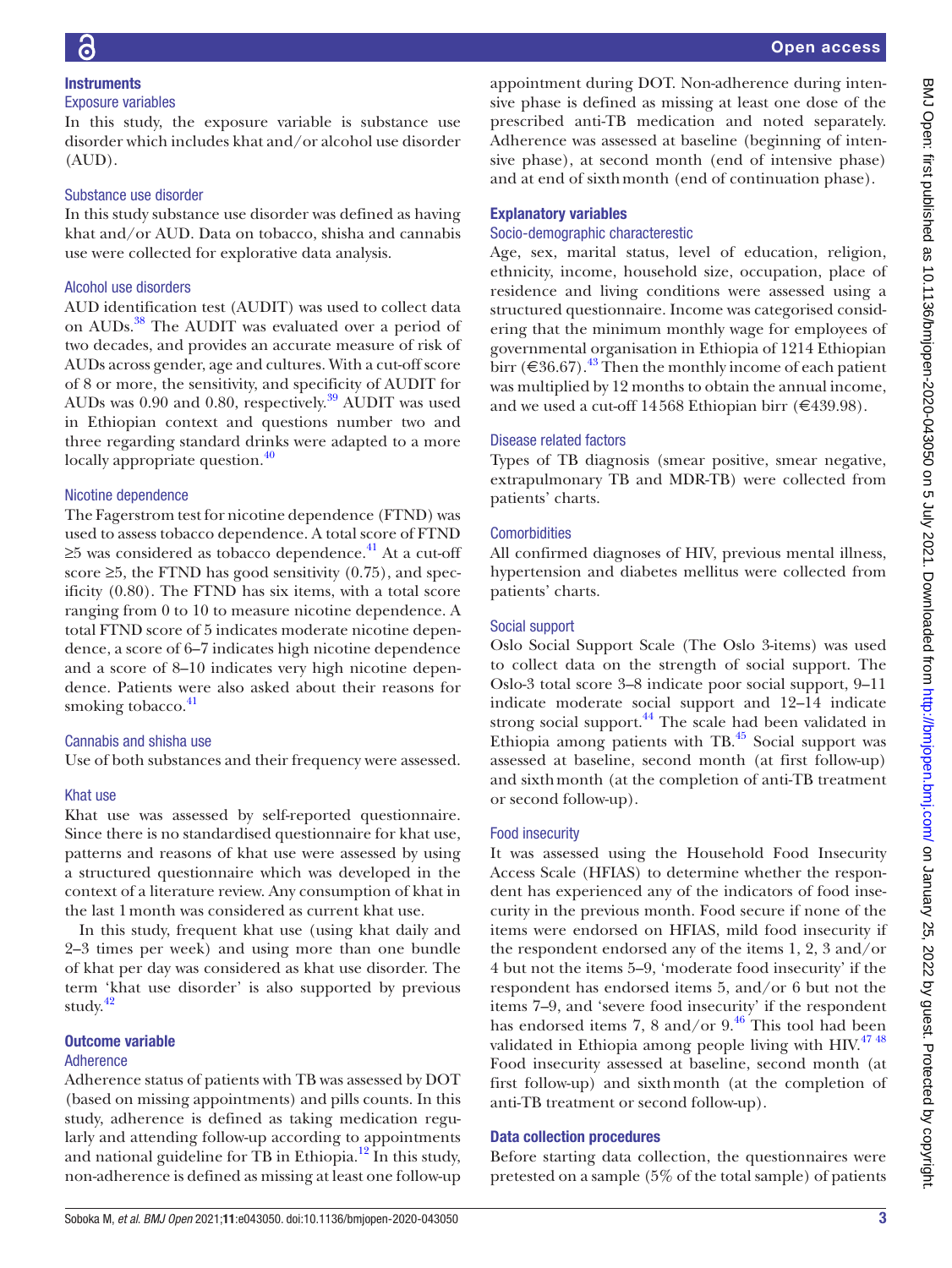## Instruments

### Exposure variables

In this study, the exposure variable is substance use disorder which includes khat and/or alcohol use disorder (AUD).

### Substance use disorder

In this study substance use disorder was defined as having khat and/or AUD. Data on tobacco, shisha and cannabis use were collected for explorative data analysis.

### Alcohol use disorders

AUD identification test (AUDIT) was used to collect data on AUDs.[38] The AUDIT was evaluated over a period of two decades, and provides an accurate measure of risk of AUDs across gender, age and cultures. With a cut-off score of 8 or more, the sensitivity, and specificity of AUDIT for AUDs was 0.90 and 0.80, respectively.[39] AUDIT was used in Ethiopian context and questions number two and three regarding standard drinks were adapted to a more locally appropriate question.[40]

### Nicotine dependence

The Fagerstrom test for nicotine dependence (FTND) was used to assess tobacco dependence. A total score of FTND ≥5 was considered as tobacco dependence.[41] At a cut-off score ≥5, the FTND has good sensitivity (0.75), and specificity (0.80). The FTND has six items, with a total score ranging from 0 to 10 to measure nicotine dependence. A total FTND score of 5 indicates moderate nicotine dependence, a score of 6–7 indicates high nicotine dependence and a score of 8–10 indicates very high nicotine dependence. Patients were also asked about their reasons for smoking tobacco.[41]

### Cannabis and shisha use

Use of both substances and their frequency were assessed.

### Khat use

Khat use was assessed by self-reported questionnaire. Since there is no standardised questionnaire for khat use, patterns and reasons of khat use were assessed by using a structured questionnaire which was developed in the context of a literature review. Any consumption of khat in the last 1 month was considered as current khat use.

In this study, frequent khat use (using khat daily and 2–3 times per week) and using more than one bundle of khat per day was considered as khat use disorder. The term 'khat use disorder' is also supported by previous study.[42]

## Outcome variable

### Adherence

Adherence status of patients with TB was assessed by DOT (based on missing appointments) and pills counts. In this study, adherence is defined as taking medication regularly and attending follow-up according to appointments and national guideline for TB in Ethiopia.[12] In this study, non-adherence is defined as missing at least one follow-up appointment during DOT. Non-adherence during intensive phase is defined as missing at least one dose of the prescribed anti-TB medication and noted separately. Adherence was assessed at baseline (beginning of intensive phase), at second month (end of intensive phase) and at end of sixth month (end of continuation phase).

## Explanatory variables

### Socio-demographic characterestic

Age, sex, marital status, level of education, religion, ethnicity, income, household size, occupation, place of residence and living conditions were assessed using a structured questionnaire. Income was categorised considering that the minimum monthly wage for employees of governmental organisation in Ethiopia of 1214 Ethiopian birr (€36.67).[43] Then the monthly income of each patient was multiplied by 12 months to obtain the annual income, and we used a cut-off 14568 Ethiopian birr (€439.98).

### Disease related factors

Types of TB diagnosis (smear positive, smear negative, extrapulmonary TB and MDR-TB) were collected from patients' charts.

### Comorbidities

All confirmed diagnoses of HIV, previous mental illness, hypertension and diabetes mellitus were collected from patients' charts.

### Social support

Oslo Social Support Scale (The Oslo 3-items) was used to collect data on the strength of social support. The Oslo-3 total score 3–8 indicate poor social support, 9–11 indicate moderate social support and 12–14 indicate strong social support.[44] The scale had been validated in Ethiopia among patients with TB.[45] Social support was assessed at baseline, second month (at first follow-up) and sixth month (at the completion of anti-TB treatment or second follow-up).

### Food insecurity

It was assessed using the Household Food Insecurity Access Scale (HFIAS) to determine whether the respondent has experienced any of the indicators of food insecurity in the previous month. Food secure if none of the items were endorsed on HFIAS, mild food insecurity if the respondent endorsed any of the items 1, 2, 3 and/or 4 but not the items 5–9, 'moderate food insecurity' if the respondent has endorsed items 5, and/or 6 but not the items 7–9, and 'severe food insecurity' if the respondent has endorsed items 7, 8 and/or 9.[46] This tool had been validated in Ethiopia among people living with HIV.[47,48] Food insecurity assessed at baseline, second month (at first follow-up) and sixth month (at the completion of anti-TB treatment or second follow-up).

## Data collection procedures

Before starting data collection, the questionnaires were pretested on a sample (5% of the total sample) of patients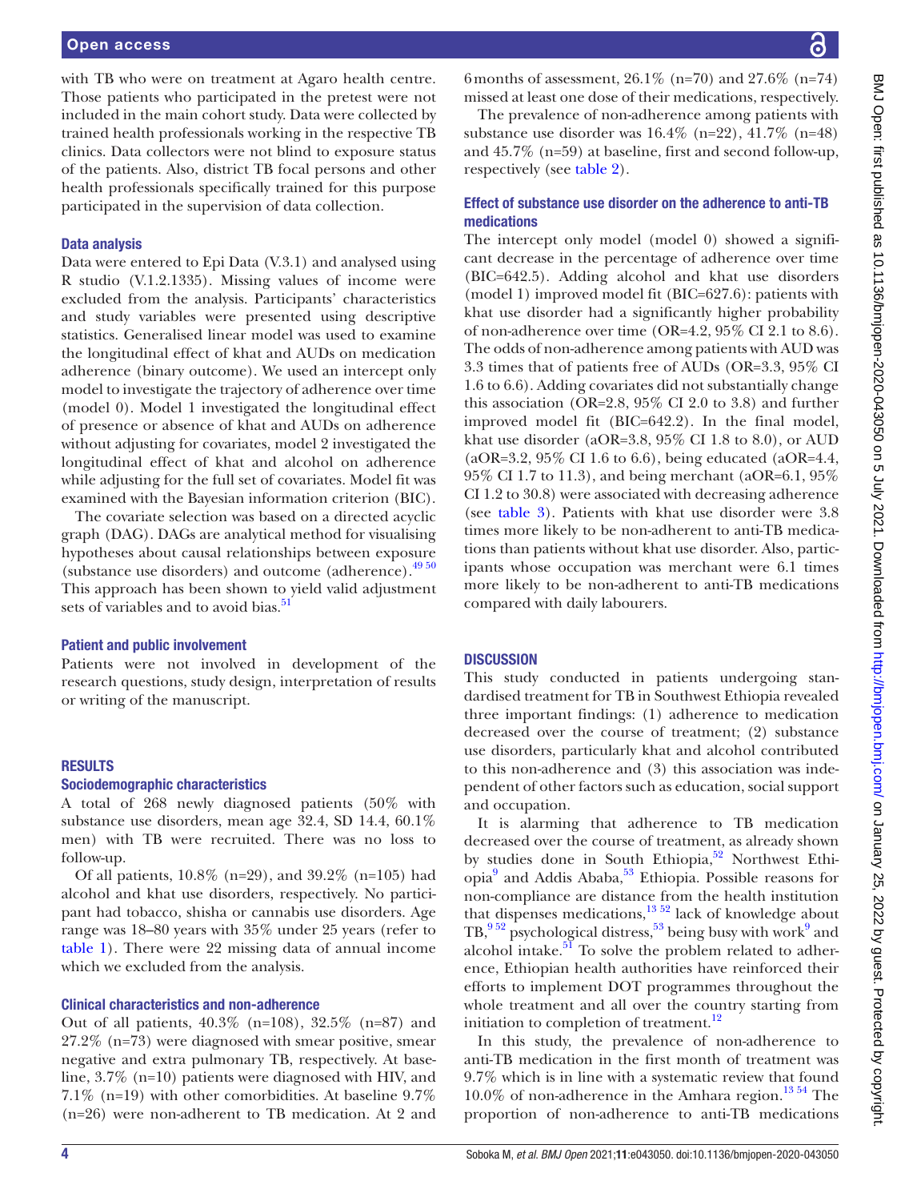with TB who were on treatment at Agaro health centre. Those patients who participated in the pretest were not included in the main cohort study. Data were collected by trained health professionals working in the respective TB clinics. Data collectors were not blind to exposure status of the patients. Also, district TB focal persons and other health professionals specifically trained for this purpose participated in the supervision of data collection.

### Data analysis

Data were entered to Epi Data (V.3.1) and analysed using R studio (V.1.2.1335). Missing values of income were excluded from the analysis. Participants' characteristics and study variables were presented using descriptive statistics. Generalised linear model was used to examine the longitudinal effect of khat and AUDs on medication adherence (binary outcome). We used an intercept only model to investigate the trajectory of adherence over time (model 0). Model 1 investigated the longitudinal effect of presence or absence of khat and AUDs on adherence without adjusting for covariates, model 2 investigated the longitudinal effect of khat and alcohol on adherence while adjusting for the full set of covariates. Model fit was examined with the Bayesian information criterion (BIC).

The covariate selection was based on a directed acyclic graph (DAG). DAGs are analytical method for visualising hypotheses about causal relationships between exposure (substance use disorders) and outcome (adherence).[49 50] This approach has been shown to yield valid adjustment sets of variables and to avoid bias.[51]

### Patient and public involvement

Patients were not involved in development of the research questions, study design, interpretation of results or writing of the manuscript.

## RESULTS

### Sociodemographic characteristics

A total of 268 newly diagnosed patients (50% with substance use disorders, mean age 32.4, SD 14.4, 60.1% men) with TB were recruited. There was no loss to follow-up.

Of all patients, 10.8% (n=29), and 39.2% (n=105) had alcohol and khat use disorders, respectively. No participant had tobacco, shisha or cannabis use disorders. Age range was 18–80 years with 35% under 25 years (refer to table 1). There were 22 missing data of annual income which we excluded from the analysis.

### Clinical characteristics and non-adherence

Out of all patients, 40.3% (n=108), 32.5% (n=87) and 27.2% (n=73) were diagnosed with smear positive, smear negative and extra pulmonary TB, respectively. At baseline, 3.7% (n=10) patients were diagnosed with HIV, and 7.1% (n=19) with other comorbidities. At baseline 9.7% (n=26) were non-adherent to TB medication. At 2 and 6 months of assessment, 26.1% (n=70) and 27.6% (n=74) missed at least one dose of their medications, respectively.

The prevalence of non-adherence among patients with substance use disorder was 16.4% (n=22), 41.7% (n=48) and 45.7% (n=59) at baseline, first and second follow-up, respectively (see table 2).

### Effect of substance use disorder on the adherence to anti-TB medications

The intercept only model (model 0) showed a significant decrease in the percentage of adherence over time (BIC=642.5). Adding alcohol and khat use disorders (model 1) improved model fit (BIC=627.6): patients with khat use disorder had a significantly higher probability of non-adherence over time (OR=4.2, 95% CI 2.1 to 8.6). The odds of non-adherence among patients with AUD was 3.3 times that of patients free of AUDs (OR=3.3, 95% CI 1.6 to 6.6). Adding covariates did not substantially change this association (OR=2.8, 95% CI 2.0 to 3.8) and further improved model fit (BIC=642.2). In the final model, khat use disorder (aOR=3.8, 95% CI 1.8 to 8.0), or AUD (aOR=3.2, 95% CI 1.6 to 6.6), being educated (aOR=4.4, 95% CI 1.7 to 11.3), and being merchant (aOR=6.1, 95% CI 1.2 to 30.8) were associated with decreasing adherence (see table 3). Patients with khat use disorder were 3.8 times more likely to be non-adherent to anti-TB medications than patients without khat use disorder. Also, participants whose occupation was merchant were 6.1 times more likely to be non-adherent to anti-TB medications compared with daily labourers.

## DISCUSSION

This study conducted in patients undergoing standardised treatment for TB in Southwest Ethiopia revealed three important findings: (1) adherence to medication decreased over the course of treatment; (2) substance use disorders, particularly khat and alcohol contributed to this non-adherence and (3) this association was independent of other factors such as education, social support and occupation.

It is alarming that adherence to TB medication decreased over the course of treatment, as already shown by studies done in South Ethiopia,[52] Northwest Ethiopia[9] and Addis Ababa,[53] Ethiopia. Possible reasons for non-compliance are distance from the health institution that dispenses medications,[13 52] lack of knowledge about TB,[9 52] psychological distress,[53] being busy with work[9] and alcohol intake.[51] To solve the problem related to adherence, Ethiopian health authorities have reinforced their efforts to implement DOT programmes throughout the whole treatment and all over the country starting from initiation to completion of treatment.[12]

In this study, the prevalence of non-adherence to anti-TB medication in the first month of treatment was 9.7% which is in line with a systematic review that found 10.0% of non-adherence in the Amhara region.[13 54] The proportion of non-adherence to anti-TB medications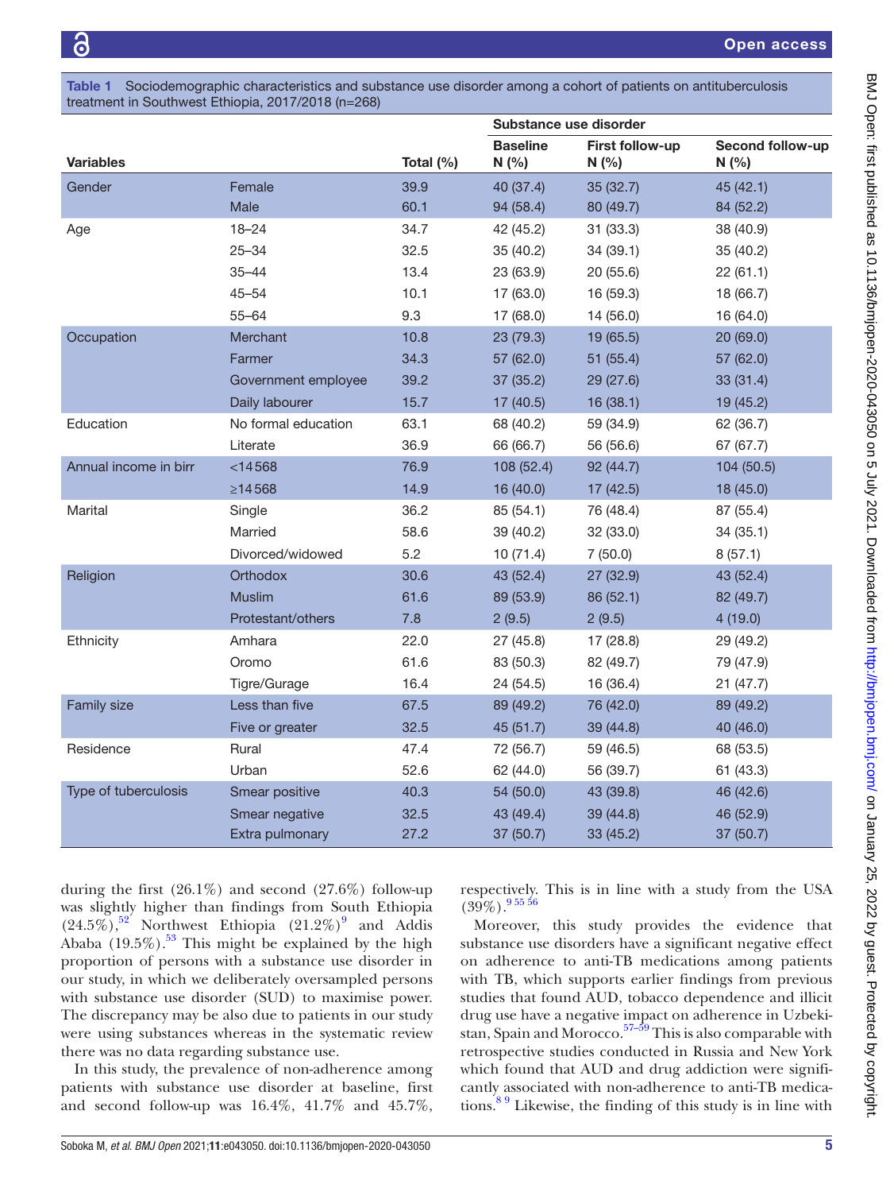**Table 1** Sociodemographic characteristics and substance use disorder among a cohort of patients on antituberculosis treatment in Southwest Ethiopia, 2017/2018 (n=268)

| Variables | | Total (%) | Substance use disorder | | |
|---|---|---|---|---|---|
| | | | Baseline N (%) | First follow-up N (%) | Second follow-up N (%) |
| Gender | Female | 39.9 | 40 (37.4) | 35 (32.7) | 45 (42.1) |
| | Male | 60.1 | 94 (58.4) | 80 (49.7) | 84 (52.2) |
| Age | 18–24 | 34.7 | 42 (45.2) | 31 (33.3) | 38 (40.9) |
| | 25–34 | 32.5 | 35 (40.2) | 34 (39.1) | 35 (40.2) |
| | 35–44 | 13.4 | 23 (63.9) | 20 (55.6) | 22 (61.1) |
| | 45–54 | 10.1 | 17 (63.0) | 16 (59.3) | 18 (66.7) |
| | 55–64 | 9.3 | 17 (68.0) | 14 (56.0) | 16 (64.0) |
| Occupation | Merchant | 10.8 | 23 (79.3) | 19 (65.5) | 20 (69.0) |
| | Farmer | 34.3 | 57 (62.0) | 51 (55.4) | 57 (62.0) |
| | Government employee | 39.2 | 37 (35.2) | 29 (27.6) | 33 (31.4) |
| | Daily labourer | 15.7 | 17 (40.5) | 16 (38.1) | 19 (45.2) |
| Education | No formal education | 63.1 | 68 (40.2) | 59 (34.9) | 62 (36.7) |
| | Literate | 36.9 | 66 (66.7) | 56 (56.6) | 67 (67.7) |
| Annual income in birr | <14568 | 76.9 | 108 (52.4) | 92 (44.7) | 104 (50.5) |
| | ≥14568 | 14.9 | 16 (40.0) | 17 (42.5) | 18 (45.0) |
| Marital | Single | 36.2 | 85 (54.1) | 76 (48.4) | 87 (55.4) |
| | Married | 58.6 | 39 (40.2) | 32 (33.0) | 34 (35.1) |
| | Divorced/widowed | 5.2 | 10 (71.4) | 7 (50.0) | 8 (57.1) |
| Religion | Orthodox | 30.6 | 43 (52.4) | 27 (32.9) | 43 (52.4) |
| | Muslim | 61.6 | 89 (53.9) | 86 (52.1) | 82 (49.7) |
| | Protestant/others | 7.8 | 2 (9.5) | 2 (9.5) | 4 (19.0) |
| Ethnicity | Amhara | 22.0 | 27 (45.8) | 17 (28.8) | 29 (49.2) |
| | Oromo | 61.6 | 83 (50.3) | 82 (49.7) | 79 (47.9) |
| | Tigre/Gurage | 16.4 | 24 (54.5) | 16 (36.4) | 21 (47.7) |
| Family size | Less than five | 67.5 | 89 (49.2) | 76 (42.0) | 89 (49.2) |
| | Five or greater | 32.5 | 45 (51.7) | 39 (44.8) | 40 (46.0) |
| Residence | Rural | 47.4 | 72 (56.7) | 59 (46.5) | 68 (53.5) |
| | Urban | 52.6 | 62 (44.0) | 56 (39.7) | 61 (43.3) |
| Type of tuberculosis | Smear positive | 40.3 | 54 (50.0) | 43 (39.8) | 46 (42.6) |
| | Smear negative | 32.5 | 43 (49.4) | 39 (44.8) | 46 (52.9) |
| | Extra pulmonary | 27.2 | 37 (50.7) | 33 (45.2) | 37 (50.7) |

during the first (26.1%) and second (27.6%) follow-up was slightly higher than findings from South Ethiopia (24.5%),[52] Northwest Ethiopia (21.2%)[9] and Addis Ababa (19.5%).[53] This might be explained by the high proportion of persons with a substance use disorder in our study, in which we deliberately oversampled persons with substance use disorder (SUD) to maximise power. The discrepancy may be also due to patients in our study were using substances whereas in the systematic review there was no data regarding substance use.

In this study, the prevalence of non-adherence among patients with substance use disorder at baseline, first and second follow-up was 16.4%, 41.7% and 45.7%, respectively. This is in line with a study from the USA (39%).[9 55 56]

Moreover, this study provides the evidence that substance use disorders have a significant negative effect on adherence to anti-TB medications among persons with TB, which supports earlier findings from previous studies that found AUD, tobacco dependence and illicit drug use have a negative impact on adherence in Uzbekistan, Spain and Morocco.[57–59] This is also comparable with retrospective studies conducted in Russia and New York which found that AUD and drug addiction were significantly associated with non-adherence to anti-TB medications.[8 9] Likewise, the finding of this study is in line with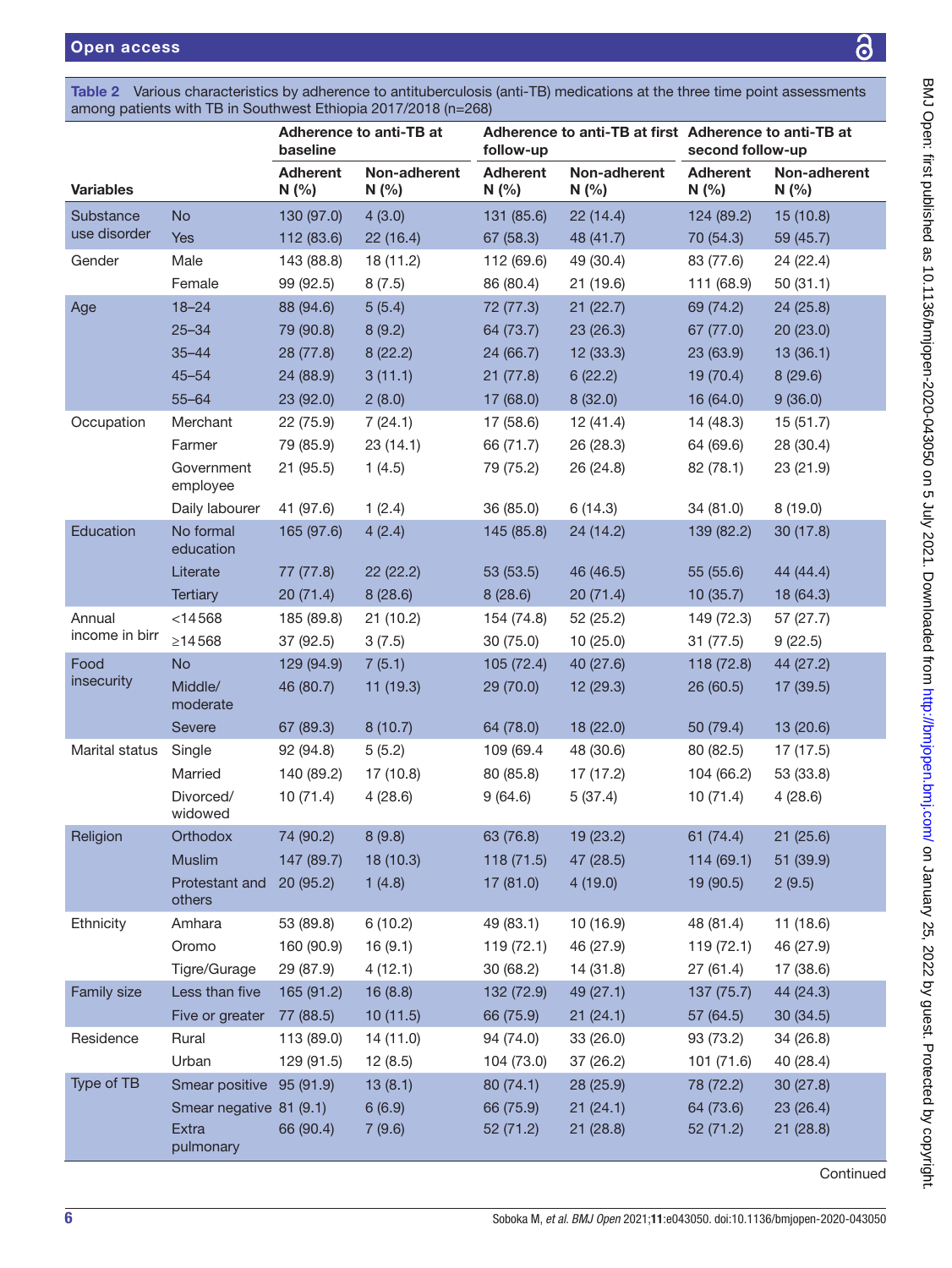**Table 2** Various characteristics by adherence to antituberculosis (anti-TB) medications at the three time point assessments among patients with TB in Southwest Ethiopia 2017/2018 (n=268)

| Variables | | Adherence to anti-TB at baseline | | Adherence to anti-TB at first follow-up | | Adherence to anti-TB at second follow-up | |
|---|---|---|---|---|---|---|---|
| | | Adherent N (%) | Non-adherent N (%) | Adherent N (%) | Non-adherent N (%) | Adherent N (%) | Non-adherent N (%) |
| Substance use disorder | No | 130 (97.0) | 4 (3.0) | 131 (85.6) | 22 (14.4) | 124 (89.2) | 15 (10.8) |
| | Yes | 112 (83.6) | 22 (16.4) | 67 (58.3) | 48 (41.7) | 70 (54.3) | 59 (45.7) |
| Gender | Male | 143 (88.8) | 18 (11.2) | 112 (69.6) | 49 (30.4) | 83 (77.6) | 24 (22.4) |
| | Female | 99 (92.5) | 8 (7.5) | 86 (80.4) | 21 (19.6) | 111 (68.9) | 50 (31.1) |
| Age | 18–24 | 88 (94.6) | 5 (5.4) | 72 (77.3) | 21 (22.7) | 69 (74.2) | 24 (25.8) |
| | 25–34 | 79 (90.8) | 8 (9.2) | 64 (73.7) | 23 (26.3) | 67 (77.0) | 20 (23.0) |
| | 35–44 | 28 (77.8) | 8 (22.2) | 24 (66.7) | 12 (33.3) | 23 (63.9) | 13 (36.1) |
| | 45–54 | 24 (88.9) | 3 (11.1) | 21 (77.8) | 6 (22.2) | 19 (70.4) | 8 (29.6) |
| | 55–64 | 23 (92.0) | 2 (8.0) | 17 (68.0) | 8 (32.0) | 16 (64.0) | 9 (36.0) |
| Occupation | Merchant | 22 (75.9) | 7 (24.1) | 17 (58.6) | 12 (41.4) | 14 (48.3) | 15 (51.7) |
| | Farmer | 79 (85.9) | 23 (14.1) | 66 (71.7) | 26 (28.3) | 64 (69.6) | 28 (30.4) |
| | Government employee | 21 (95.5) | 1 (4.5) | 79 (75.2) | 26 (24.8) | 82 (78.1) | 23 (21.9) |
| | Daily labourer | 41 (97.6) | 1 (2.4) | 36 (85.0) | 6 (14.3) | 34 (81.0) | 8 (19.0) |
| Education | No formal education | 165 (97.6) | 4 (2.4) | 145 (85.8) | 24 (14.2) | 139 (82.2) | 30 (17.8) |
| | Literate | 77 (77.8) | 22 (22.2) | 53 (53.5) | 46 (46.5) | 55 (55.6) | 44 (44.4) |
| | Tertiary | 20 (71.4) | 8 (28.6) | 8 (28.6) | 20 (71.4) | 10 (35.7) | 18 (64.3) |
| Annual income in birr | <14 568 | 185 (89.8) | 21 (10.2) | 154 (74.8) | 52 (25.2) | 149 (72.3) | 57 (27.7) |
| | ≥14 568 | 37 (92.5) | 3 (7.5) | 30 (75.0) | 10 (25.0) | 31 (77.5) | 9 (22.5) |
| Food insecurity | No | 129 (94.9) | 7 (5.1) | 105 (72.4) | 40 (27.6) | 118 (72.8) | 44 (27.2) |
| | Middle/moderate | 46 (80.7) | 11 (19.3) | 29 (70.0) | 12 (29.3) | 26 (60.5) | 17 (39.5) |
| | Severe | 67 (89.3) | 8 (10.7) | 64 (78.0) | 18 (22.0) | 50 (79.4) | 13 (20.6) |
| Marital status | Single | 92 (94.8) | 5 (5.2) | 109 (69.4 | 48 (30.6) | 80 (82.5) | 17 (17.5) |
| | Married | 140 (89.2) | 17 (10.8) | 80 (85.8) | 17 (17.2) | 104 (66.2) | 53 (33.8) |
| | Divorced/widowed | 10 (71.4) | 4 (28.6) | 9 (64.6) | 5 (37.4) | 10 (71.4) | 4 (28.6) |
| Religion | Orthodox | 74 (90.2) | 8 (9.8) | 63 (76.8) | 19 (23.2) | 61 (74.4) | 21 (25.6) |
| | Muslim | 147 (89.7) | 18 (10.3) | 118 (71.5) | 47 (28.5) | 114 (69.1) | 51 (39.9) |
| | Protestant and others | 20 (95.2) | 1 (4.8) | 17 (81.0) | 4 (19.0) | 19 (90.5) | 2 (9.5) |
| Ethnicity | Amhara | 53 (89.8) | 6 (10.2) | 49 (83.1) | 10 (16.9) | 48 (81.4) | 11 (18.6) |
| | Oromo | 160 (90.9) | 16 (9.1) | 119 (72.1) | 46 (27.9) | 119 (72.1) | 46 (27.9) |
| | Tigre/Gurage | 29 (87.9) | 4 (12.1) | 30 (68.2) | 14 (31.8) | 27 (61.4) | 17 (38.6) |
| Family size | Less than five | 165 (91.2) | 16 (8.8) | 132 (72.9) | 49 (27.1) | 137 (75.7) | 44 (24.3) |
| | Five or greater | 77 (88.5) | 10 (11.5) | 66 (75.9) | 21 (24.1) | 57 (64.5) | 30 (34.5) |
| Residence | Rural | 113 (89.0) | 14 (11.0) | 94 (74.0) | 33 (26.0) | 93 (73.2) | 34 (26.8) |
| | Urban | 129 (91.5) | 12 (8.5) | 104 (73.0) | 37 (26.2) | 101 (71.6) | 40 (28.4) |
| Type of TB | Smear positive | 95 (91.9) | 13 (8.1) | 80 (74.1) | 28 (25.9) | 78 (72.2) | 30 (27.8) |
| | Smear negative | 81 (9.1) | 6 (6.9) | 66 (75.9) | 21 (24.1) | 64 (73.6) | 23 (26.4) |
| | Extra pulmonary | 66 (90.4) | 7 (9.6) | 52 (71.2) | 21 (28.8) | 52 (71.2) | 21 (28.8) |

Continued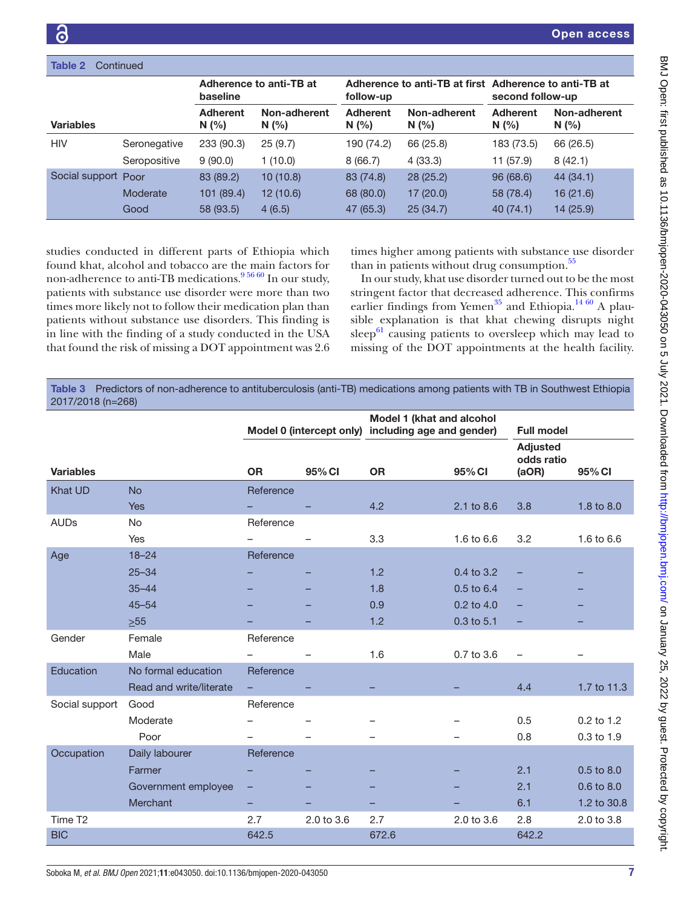**Table 2** Continued

| Variables | | Adherence to anti-TB at baseline | | Adherence to anti-TB at first follow-up | | Adherence to anti-TB at second follow-up | |
|---|---|---|---|---|---|---|---|
| | | Adherent N (%) | Non-adherent N (%) | Adherent N (%) | Non-adherent N (%) | Adherent N (%) | Non-adherent N (%) |
| HIV | Seronegative | 233 (90.3) | 25 (9.7) | 190 (74.2) | 66 (25.8) | 183 (73.5) | 66 (26.5) |
| | Seropositive | 9 (90.0) | 1 (10.0) | 8 (66.7) | 4 (33.3) | 11 (57.9) | 8 (42.1) |
| Social support | Poor | 83 (89.2) | 10 (10.8) | 83 (74.8) | 28 (25.2) | 96 (68.6) | 44 (34.1) |
| | Moderate | 101 (89.4) | 12 (10.6) | 68 (80.0) | 17 (20.0) | 58 (78.4) | 16 (21.6) |
| | Good | 58 (93.5) | 4 (6.5) | 47 (65.3) | 25 (34.7) | 40 (74.1) | 14 (25.9) |

studies conducted in different parts of Ethiopia which found khat, alcohol and tobacco are the main factors for non-adherence to anti-TB medications.[9 56 60] In our study, patients with substance use disorder were more than two times more likely not to follow their medication plan than patients without substance use disorders. This finding is in line with the finding of a study conducted in the USA that found the risk of missing a DOT appointment was 2.6 times higher among patients with substance use disorder than in patients without drug consumption.[55]

In our study, khat use disorder turned out to be the most stringent factor that decreased adherence. This confirms earlier findings from Yemen[35] and Ethiopia.[14 60] A plausible explanation is that khat chewing disrupts night sleep[61] causing patients to oversleep which may lead to missing of the DOT appointments at the health facility.

**Table 3** Predictors of non-adherence to antituberculosis (anti-TB) medications among patients with TB in Southwest Ethiopia 2017/2018 (n=268)

| Variables | | Model 0 (intercept only) | | Model 1 (khat and alcohol including age and gender) | | Full model | |
|---|---|---|---|---|---|---|---|
| | | OR | 95% CI | OR | 95% CI | Adjusted odds ratio (aOR) | 95% CI |
| Khat UD | No | Reference | | | | | |
| | Yes | – | – | 4.2 | 2.1 to 8.6 | 3.8 | 1.8 to 8.0 |
| AUDs | No | Reference | | | | | |
| | Yes | – | – | 3.3 | 1.6 to 6.6 | 3.2 | 1.6 to 6.6 |
| Age | 18–24 | Reference | | | | | |
| | 25–34 | – | – | 1.2 | 0.4 to 3.2 | – | – |
| | 35–44 | – | – | 1.8 | 0.5 to 6.4 | – | – |
| | 45–54 | – | – | 0.9 | 0.2 to 4.0 | – | – |
| | ≥55 | – | – | 1.2 | 0.3 to 5.1 | – | – |
| Gender | Female | Reference | | | | | |
| | Male | – | – | 1.6 | 0.7 to 3.6 | – | – |
| Education | No formal education | Reference | | | | | |
| | Read and write/literate | – | – | – | – | 4.4 | 1.7 to 11.3 |
| Social support | Good | Reference | | | | | |
| | Moderate | – | – | – | – | 0.5 | 0.2 to 1.2 |
| | Poor | – | – | – | – | 0.8 | 0.3 to 1.9 |
| Occupation | Daily labourer | Reference | | | | | |
| | Farmer | – | – | – | – | 2.1 | 0.5 to 8.0 |
| | Government employee | – | – | – | – | 2.1 | 0.6 to 8.0 |
| | Merchant | – | – | – | – | 6.1 | 1.2 to 30.8 |
| Time T2 | | 2.7 | 2.0 to 3.6 | 2.7 | 2.0 to 3.6 | 2.8 | 2.0 to 3.8 |
| BIC | | 642.5 | | 672.6 | | 642.2 | |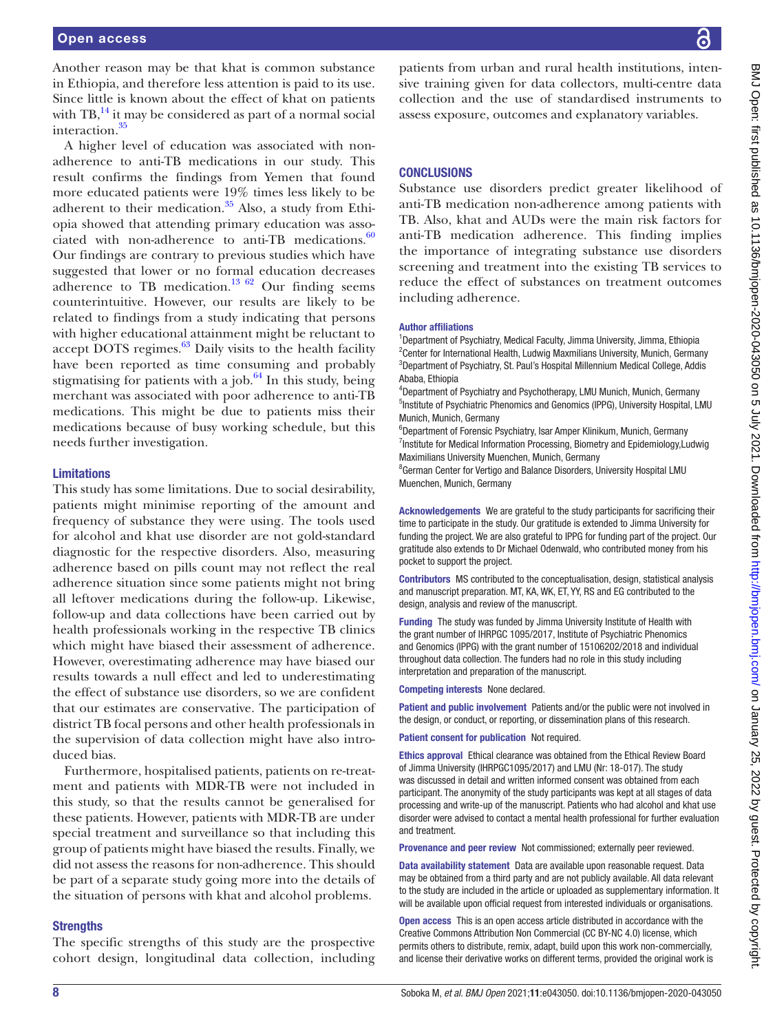Another reason may be that khat is common substance in Ethiopia, and therefore less attention is paid to its use. Since little is known about the effect of khat on patients with TB,[14] it may be considered as part of a normal social interaction.[35]

A higher level of education was associated with non-adherence to anti-TB medications in our study. This result confirms the findings from Yemen that found more educated patients were 19% times less likely to be adherent to their medication.[35] Also, a study from Ethiopia showed that attending primary education was associated with non-adherence to anti-TB medications.[60] Our findings are contrary to previous studies which have suggested that lower or no formal education decreases adherence to TB medication.[13 62] Our finding seems counterintuitive. However, our results are likely to be related to findings from a study indicating that persons with higher educational attainment might be reluctant to accept DOTS regimes.[63] Daily visits to the health facility have been reported as time consuming and probably stigmatising for patients with a job.[64] In this study, being merchant was associated with poor adherence to anti-TB medications. This might be due to patients miss their medications because of busy working schedule, but this needs further investigation.

### Limitations

This study has some limitations. Due to social desirability, patients might minimise reporting of the amount and frequency of substance they were using. The tools used for alcohol and khat use disorder are not gold-standard diagnostic for the respective disorders. Also, measuring adherence based on pills count may not reflect the real adherence situation since some patients might not bring all leftover medications during the follow-up. Likewise, follow-up and data collections have been carried out by health professionals working in the respective TB clinics which might have biased their assessment of adherence. However, overestimating adherence may have biased our results towards a null effect and led to underestimating the effect of substance use disorders, so we are confident that our estimates are conservative. The participation of district TB focal persons and other health professionals in the supervision of data collection might have also introduced bias.

Furthermore, hospitalised patients, patients on re-treatment and patients with MDR-TB were not included in this study, so that the results cannot be generalised for these patients. However, patients with MDR-TB are under special treatment and surveillance so that including this group of patients might have biased the results. Finally, we did not assess the reasons for non-adherence. This should be part of a separate study going more into the details of the situation of persons with khat and alcohol problems.

### Strengths

The specific strengths of this study are the prospective cohort design, longitudinal data collection, including patients from urban and rural health institutions, intensive training given for data collectors, multi-centre data collection and the use of standardised instruments to assess exposure, outcomes and explanatory variables.

## CONCLUSIONS

Substance use disorders predict greater likelihood of anti-TB medication non-adherence among patients with TB. Also, khat and AUDs were the main risk factors for anti-TB medication adherence. This finding implies the importance of integrating substance use disorders screening and treatment into the existing TB services to reduce the effect of substances on treatment outcomes including adherence.

**Author affiliations**

[1]Department of Psychiatry, Medical Faculty, Jimma University, Jimma, Ethiopia
[2]Center for International Health, Ludwig Maxmilians University, Munich, Germany
[3]Department of Psychiatry, St. Paul's Hospital Millennium Medical College, Addis Ababa, Ethiopia
[4]Department of Psychiatry and Psychotherapy, LMU Munich, Munich, Germany
[5]Institute of Psychiatric Phenomics and Genomics (IPPG), University Hospital, LMU Munich, Munich, Germany
[6]Department of Forensic Psychiatry, Isar Amper Klinikum, Munich, Germany
[7]Institute for Medical Information Processing, Biometry and Epidemiology,Ludwig Maximilians University Muenchen, Munich, Germany
[8]German Center for Vertigo and Balance Disorders, University Hospital LMU Muenchen, Munich, Germany

**Acknowledgements** We are grateful to the study participants for sacrificing their time to participate in the study. Our gratitude is extended to Jimma University for funding the project. We are also grateful to IPPG for funding part of the project. Our gratitude also extends to Dr Michael Odenwald, who contributed money from his pocket to support the project.

**Contributors** MS contributed to the conceptualisation, design, statistical analysis and manuscript preparation. MT, KA, WK, ET, YY, RS and EG contributed to the design, analysis and review of the manuscript.

**Funding** The study was funded by Jimma University Institute of Health with the grant number of IHRPGC 1095/2017, Institute of Psychiatric Phenomics and Genomics (IPPG) with the grant number of 15106202/2018 and individual throughout data collection. The funders had no role in this study including interpretation and preparation of the manuscript.

**Competing interests** None declared.

**Patient and public involvement** Patients and/or the public were not involved in the design, or conduct, or reporting, or dissemination plans of this research.

**Patient consent for publication** Not required.

**Ethics approval** Ethical clearance was obtained from the Ethical Review Board of Jimma University (IHRPGC1095/2017) and LMU (Nr: 18-017). The study was discussed in detail and written informed consent was obtained from each participant. The anonymity of the study participants was kept at all stages of data processing and write-up of the manuscript. Patients who had alcohol and khat use disorder were advised to contact a mental health professional for further evaluation and treatment.

**Provenance and peer review** Not commissioned; externally peer reviewed.

**Data availability statement** Data are available upon reasonable request. Data may be obtained from a third party and are not publicly available. All data relevant to the study are included in the article or uploaded as supplementary information. It will be available upon official request from interested individuals or organisations.

**Open access** This is an open access article distributed in accordance with the Creative Commons Attribution Non Commercial (CC BY-NC 4.0) license, which permits others to distribute, remix, adapt, build upon this work non-commercially, and license their derivative works on different terms, provided the original work is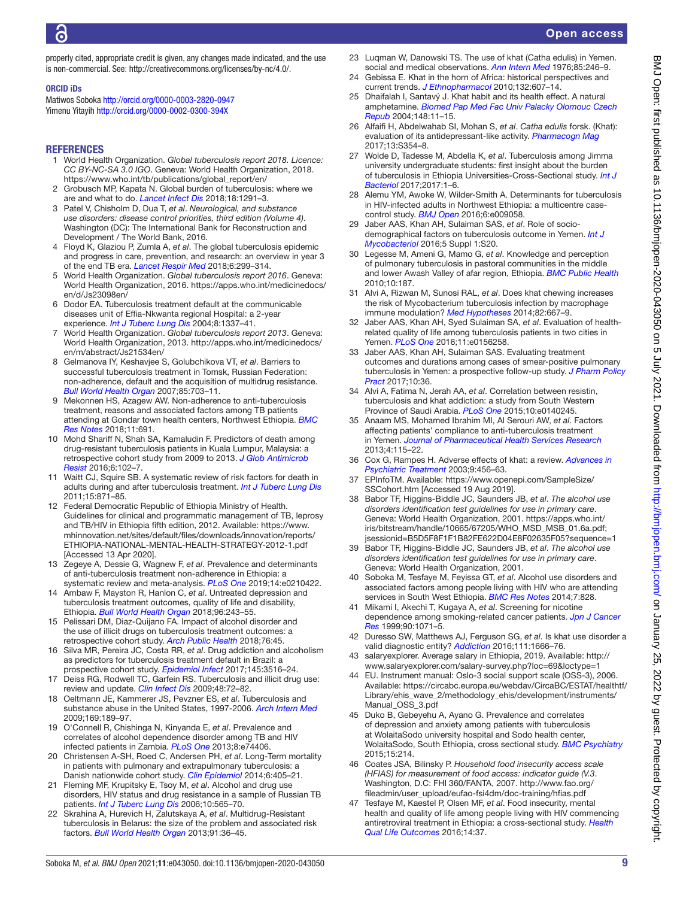properly cited, appropriate credit is given, any changes made indicated, and the use is non-commercial. See: http://creativecommons.org/licenses/by-nc/4.0/.

#### ORCID iDs

Matiwos Soboka http://orcid.org/0000-0003-2820-0947
Yimenu Yitayih http://orcid.org/0000-0002-0300-394X

## REFERENCES

1. World Health Organization. *Global tuberculosis report 2018. Licence: CC BY-NC-SA 3.0 IGO*. Geneva: World Health Organization, 2018. https://www.who.int/tb/publications/global_report/en/
2. Grobusch MP, Kapata N. Global burden of tuberculosis: where we are and what to do. *Lancet Infect Dis* 2018;18:1291–3.
3. Patel V, Chisholm D, Dua T, *et al*. *Neurological, and substance use disorders: disease control priorities, third edition (Volume 4)*. Washington (DC): The International Bank for Reconstruction and Development / The World Bank, 2016.
4. Floyd K, Glaziou P, Zumla A, *et al*. The global tuberculosis epidemic and progress in care, prevention, and research: an overview in year 3 of the end TB era. *Lancet Respir Med* 2018;6:299–314.
5. World Health Organization. *Global tuberculosis report 2016*. Geneva: World Health Organization, 2016. https://apps.who.int/medicinedocs/en/d/Js23098en/
6. Dodor EA. Tuberculosis treatment default at the communicable diseases unit of Effia-Nkwanta regional Hospital: a 2-year experience. *Int J Tuberc Lung Dis* 2004;8:1337–41.
7. World Health Organization. *Global tuberculosis report 2013*. Geneva: World Health Organization, 2013. http://apps.who.int/medicinedocs/en/m/abstract/Js21534en/
8. Gelmanova IY, Keshavjee S, Golubchikova VT, *et al*. Barriers to successful tuberculosis treatment in Tomsk, Russian Federation: non-adherence, default and the acquisition of multidrug resistance. *Bull World Health Organ* 2007;85:703–11.
9. Mekonnen HS, Azagew AW. Non-adherence to anti-tuberculosis treatment, reasons and associated factors among TB patients attending at Gondar town health centers, Northwest Ethiopia. *BMC Res Notes* 2018;11:691.
10. Mohd Shariff N, Shah SA, Kamaludin F. Predictors of death among drug-resistant tuberculosis patients in Kuala Lumpur, Malaysia: a retrospective cohort study from 2009 to 2013. *J Glob Antimicrob Resist* 2016;6:102–7.
11. Waitt CJ, Squire SB. A systematic review of risk factors for death in adults during and after tuberculosis treatment. *Int J Tuberc Lung Dis* 2011;15:871–85.
12. Federal Democratic Republic of Ethiopia Ministry of Health. Guidelines for clinical and programmatic management of TB, leprosy and TB/HIV in Ethiopia fifth edition, 2012. Available: https://www.mhinnovation.net/sites/default/files/downloads/innovation/reports/ETHIOPIA-NATIONAL-MENTAL-HEALTH-STRATEGY-2012-1.pdf [Accessed 13 Apr 2020].
13. Zegeye A, Dessie G, Wagnew F, *et al*. Prevalence and determinants of anti-tuberculosis treatment non-adherence in Ethiopia: a systematic review and meta-analysis. *PLoS One* 2019;14:e0210422.
14. Ambaw F, Mayston R, Hanlon C, *et al*. Untreated depression and tuberculosis treatment outcomes, quality of life and disability, Ethiopia. *Bull World Health Organ* 2018;96:243–55.
15. Pelissari DM, Diaz-Quijano FA. Impact of alcohol disorder and the use of illicit drugs on tuberculosis treatment outcomes: a retrospective cohort study. *Arch Public Health* 2018;76:45.
16. Silva MR, Pereira JC, Costa RR, *et al*. Drug addiction and alcoholism as predictors for tuberculosis treatment default in Brazil: a prospective cohort study. *Epidemiol Infect* 2017;145:3516–24.
17. Deiss RG, Rodwell TC, Garfein RS. Tuberculosis and illicit drug use: review and update. *Clin Infect Dis* 2009;48:72–82.
18. Oeltmann JE, Kammerer JS, Pevzner ES, *et al*. Tuberculosis and substance abuse in the United States, 1997-2006. *Arch Intern Med* 2009;169:189–97.
19. O'Connell R, Chishinga N, Kinyanda E, *et al*. Prevalence and correlates of alcohol dependence disorder among TB and HIV infected patients in Zambia. *PLoS One* 2013;8:e74406.
20. Christensen A-SH, Roed C, Andersen PH, *et al*. Long-Term mortality in patients with pulmonary and extrapulmonary tuberculosis: a Danish nationwide cohort study. *Clin Epidemiol* 2014;6:405–21.
21. Fleming MF, Krupitsky E, Tsoy M, *et al*. Alcohol and drug use disorders, HIV status and drug resistance in a sample of Russian TB patients. *Int J Tuberc Lung Dis* 2006;10:565–70.
22. Skrahina A, Hurevich H, Zalutskaya A, *et al*. Multidrug-Resistant tuberculosis in Belarus: the size of the problem and associated risk factors. *Bull World Health Organ* 2013;91:36–45.
23. Luqman W, Danowski TS. The use of khat (Catha edulis) in Yemen. social and medical observations. *Ann Intern Med* 1976;85:246–9.
24. Gebissa E. Khat in the horn of Africa: historical perspectives and current trends. *J Ethnopharmacol* 2010;132:607–14.
25. Dhaifalah I, Santavý J. Khat habit and its health effect. A natural amphetamine. *Biomed Pap Med Fac Univ Palacky Olomouc Czech Repub* 2004;148:11–15.
26. Alfaifi H, Abdelwahab SI, Mohan S, *et al*. *Catha edulis* forsk. (Khat): evaluation of its antidepressant-like activity. *Pharmacogn Mag* 2017;13:S354–8.
27. Wolde D, Tadesse M, Abdella K, *et al*. Tuberculosis among Jimma university undergraduate students: first insight about the burden of tuberculosis in Ethiopia Universities-Cross-Sectional study. *Int J Bacteriol* 2017;2017:1–6.
28. Alemu YM, Awoke W, Wilder-Smith A. Determinants for tuberculosis in HIV-infected adults in Northwest Ethiopia: a multicentre case-control study. *BMJ Open* 2016;6:e009058.
29. Jaber AAS, Khan AH, Sulaiman SAS, *et al*. Role of socio-demographical factors on tuberculosis outcome in Yemen. *Int J Mycobacteriol* 2016;5 Suppl 1:S20.
30. Legesse M, Ameni G, Mamo G, *et al*. Knowledge and perception of pulmonary tuberculosis in pastoral communities in the middle and lower Awash Valley of afar region, Ethiopia. *BMC Public Health* 2010;10:187.
31. Alvi A, Rizwan M, Sunosi RAL, *et al*. Does khat chewing increases the risk of Mycobacterium tuberculosis infection by macrophage immune modulation? *Med Hypotheses* 2014;82:667–9.
32. Jaber AAS, Khan AH, Syed Sulaiman SA, *et al*. Evaluation of health-related quality of life among tuberculosis patients in two cities in Yemen. *PLoS One* 2016;11:e0156258.
33. Jaber AAS, Khan AH, Sulaiman SAS. Evaluating treatment outcomes and durations among cases of smear-positive pulmonary tuberculosis in Yemen: a prospective follow-up study. *J Pharm Policy Pract* 2017;10:36.
34. Alvi A, Fatima N, Jerah AA, *et al*. Correlation between resistin, tuberculosis and khat addiction: a study from South Western Province of Saudi Arabia. *PLoS One* 2015;10:e0140245.
35. Anaam MS, Mohamed Ibrahim MI, Al Serouri AW, *et al*. Factors affecting patients' compliance to anti-tuberculosis treatment in Yemen. *Journal of Pharmaceutical Health Services Research* 2013;4:115–22.
36. Cox G, Rampes H. Adverse effects of khat: a review. *Advances in Psychiatric Treatment* 2003;9:456–63.
37. EPInfoTM. Available: https://www.openepi.com/SampleSize/SSCohort.htm [Accessed 19 Aug 2019].
38. Babor TF, Higgins-Biddle JC, Saunders JB, *et al*. *The alcohol use disorders identification test guidelines for use in primary care*. Geneva: World Health Organization, 2001. https://apps.who.int/iris/bitstream/handle/10665/67205/WHO_MSD_MSB_01.6a.pdf;jsessionid=B5D5F8F1F1B82FE622D04E8F02635F05?sequence=1
39. Babor TF, Higgins-Biddle JC, Saunders JB, *et al*. *The alcohol use disorders identification test guidelines for use in primary care*. Geneva: World Health Organization, 2001.
40. Soboka M, Tesfaye M, Feyissa GT, *et al*. Alcohol use disorders and associated factors among people living with HIV who are attending services in South West Ethiopia. *BMC Res Notes* 2014;7:828.
41. Mikami I, Akechi T, Kugaya A, *et al*. Screening for nicotine dependence among smoking-related cancer patients. *Jpn J Cancer Res* 1999;90:1071–5.
42. Duresso SW, Matthews AJ, Ferguson SG, *et al*. Is khat use disorder a valid diagnostic entity? *Addiction* 2016;111:1666–76.
43. salaryexplorer. Average salary in Ethiopia, 2019. Available: http://www.salaryexplorer.com/salary-survey.php?loc=69&loctype=1
44. EU. Instrument manual: Oslo-3 social support scale (OSS-3), 2006. Available: https://circabc.europa.eu/webdav/CircaBC/ESTAT/healthtf/Library/ehis_wave_2/methodology_ehis/development/instruments/Manual_OSS_3.pdf
45. Duko B, Gebeyehu A, Ayano G. Prevalence and correlates of depression and anxiety among patients with tuberculosis at WolaitaSodo university hospital and Sodo health center, WolaitaSodo, South Ethiopia, cross sectional study. *BMC Psychiatry* 2015;15:214.
46. Coates JSA, Bilinsky P. *Household food insecurity access scale (HFIAS) for measurement of food access: indicator guide (V.3*. Washington, D.C: FHI 360/FANTA, 2007. http://www.fao.org/fileadmin/user_upload/eufao-fsi4dm/doc-training/hfias.pdf
47. Tesfaye M, Kaestel P, Olsen MF, *et al*. Food insecurity, mental health and quality of life among people living with HIV commencing antiretroviral treatment in Ethiopia: a cross-sectional study. *Health Qual Life Outcomes* 2016;14:37.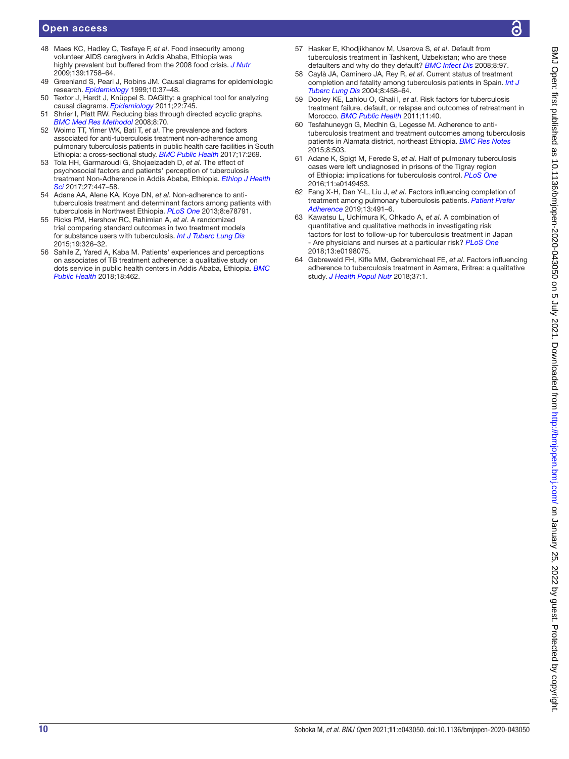48 Maes KC, Hadley C, Tesfaye F, *et al*. Food insecurity among volunteer AIDS caregivers in Addis Ababa, Ethiopia was highly prevalent but buffered from the 2008 food crisis. *J Nutr* 2009;139:1758–64.
49 Greenland S, Pearl J, Robins JM. Causal diagrams for epidemiologic research. *Epidemiology* 1999;10:37–48.
50 Textor J, Hardt J, Knüppel S. DAGitty: a graphical tool for analyzing causal diagrams. *Epidemiology* 2011;22:745.
51 Shrier I, Platt RW. Reducing bias through directed acyclic graphs. *BMC Med Res Methodol* 2008;8:70.
52 Woimo TT, Yimer WK, Bati T, *et al*. The prevalence and factors associated for anti-tuberculosis treatment non-adherence among pulmonary tuberculosis patients in public health care facilities in South Ethiopia: a cross-sectional study. *BMC Public Health* 2017;17:269.
53 Tola HH, Garmaroudi G, Shojaeizadeh D, *et al*. The effect of psychosocial factors and patients' perception of tuberculosis treatment Non-Adherence in Addis Ababa, Ethiopia. *Ethiop J Health Sci* 2017;27:447–58.
54 Adane AA, Alene KA, Koye DN, *et al*. Non-adherence to anti-tuberculosis treatment and determinant factors among patients with tuberculosis in Northwest Ethiopia. *PLoS One* 2013;8:e78791.
55 Ricks PM, Hershow RC, Rahimian A, *et al*. A randomized trial comparing standard outcomes in two treatment models for substance users with tuberculosis. *Int J Tuberc Lung Dis* 2015;19:326–32.
56 Sahile Z, Yared A, Kaba M. Patients' experiences and perceptions on associates of TB treatment adherence: a qualitative study on dots service in public health centers in Addis Ababa, Ethiopia. *BMC Public Health* 2018;18:462.
57 Hasker E, Khodjikhanov M, Usarova S, *et al*. Default from tuberculosis treatment in Tashkent, Uzbekistan; who are these defaulters and why do they default? *BMC Infect Dis* 2008;8:97.
58 Caylà JA, Caminero JA, Rey R, *et al*. Current status of treatment completion and fatality among tuberculosis patients in Spain. *Int J Tuberc Lung Dis* 2004;8:458–64.
59 Dooley KE, Lahlou O, Ghali I, *et al*. Risk factors for tuberculosis treatment failure, default, or relapse and outcomes of retreatment in Morocco. *BMC Public Health* 2011;11:40.
60 Tesfahuneygn G, Medhin G, Legesse M. Adherence to anti-tuberculosis treatment and treatment outcomes among tuberculosis patients in Alamata district, northeast Ethiopia. *BMC Res Notes* 2015;8:503.
61 Adane K, Spigt M, Ferede S, *et al*. Half of pulmonary tuberculosis cases were left undiagnosed in prisons of the Tigray region of Ethiopia: implications for tuberculosis control. *PLoS One* 2016;11:e0149453.
62 Fang X-H, Dan Y-L, Liu J, *et al*. Factors influencing completion of treatment among pulmonary tuberculosis patients. *Patient Prefer Adherence* 2019;13:491–6.
63 Kawatsu L, Uchimura K, Ohkado A, *et al*. A combination of quantitative and qualitative methods in investigating risk factors for lost to follow-up for tuberculosis treatment in Japan - Are physicians and nurses at a particular risk? *PLoS One* 2018;13:e0198075.
64 Gebreweld FH, Kifle MM, Gebremicheal FE, *et al*. Factors influencing adherence to tuberculosis treatment in Asmara, Eritrea: a qualitative study. *J Health Popul Nutr* 2018;37:1.